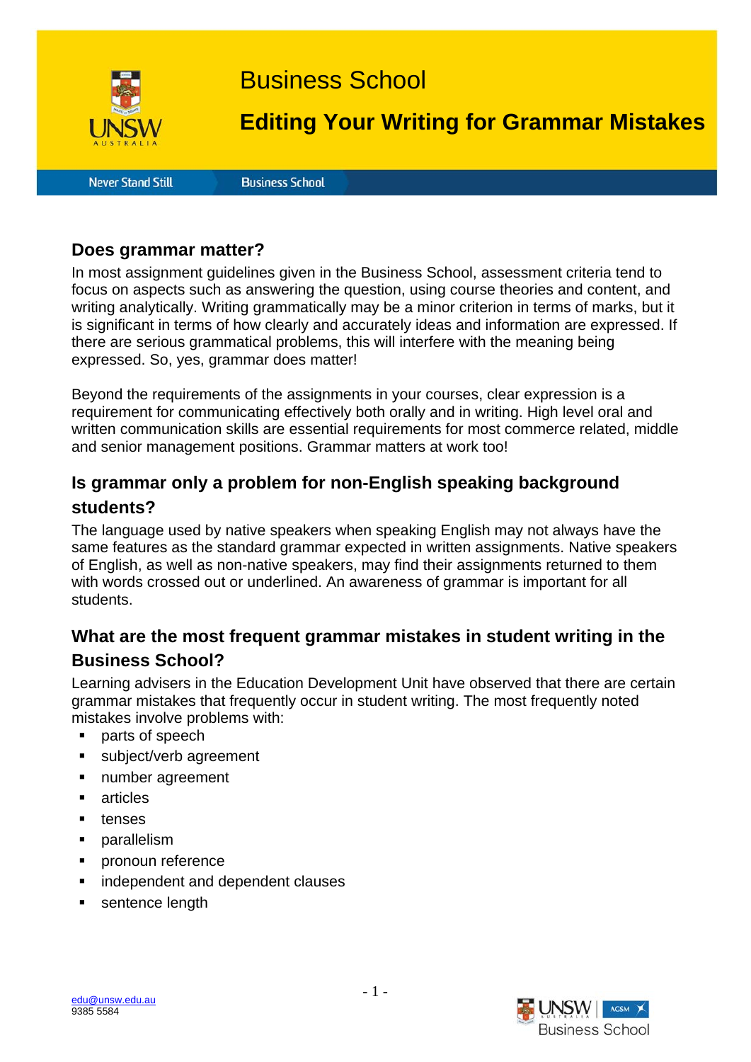# Business School

# Editing Your Writing for Grammar Mistakes

Never Stand Still | Business School

## Does grammar matter?

In most assignment guidelines given in the Business School, assessment criteria tend to focus on aspects such as answering the question, using course theories and content, and writing analytically. Writing grammatically may be a minor criterion in terms of marks, but it is significant in terms of how clearly and accurately ideas and information are expressed. If there are serious grammatical problems, this will interfere with the meaning being expressed. So, yes, grammar does matter!

Beyond the requirements of the assignments in your courses, clear expression is a requirement for communicating effectively both orally and in writing. High level oral and written communication skills are essential requirements for most commerce related, middle and senior management positions. Grammar matters at work too!

## Is grammar only a problem for non-English speaking background students?

The language used by native speakers when speaking English may not always have the same features as the standard grammar expected in written assignments. Native speakers of English, as well as non-native speakers, may find their assignments returned to them with words crossed out or underlined. An awareness of grammar is important for all students.

## What are the most frequent grammar mistakes in student writing in the Business School?

Learning advisers in the Education Development Unit have observed that there are certain grammar mistakes that frequently occur in student writing. The most frequently noted mistakes involve problems with:

- parts of speech
- subject/verb agreement
- number agreement
- articles
- tenses
- parallelism
- pronoun reference
- independent and dependent clauses
- sentence length

edu@unsw.edu.au
9385 5584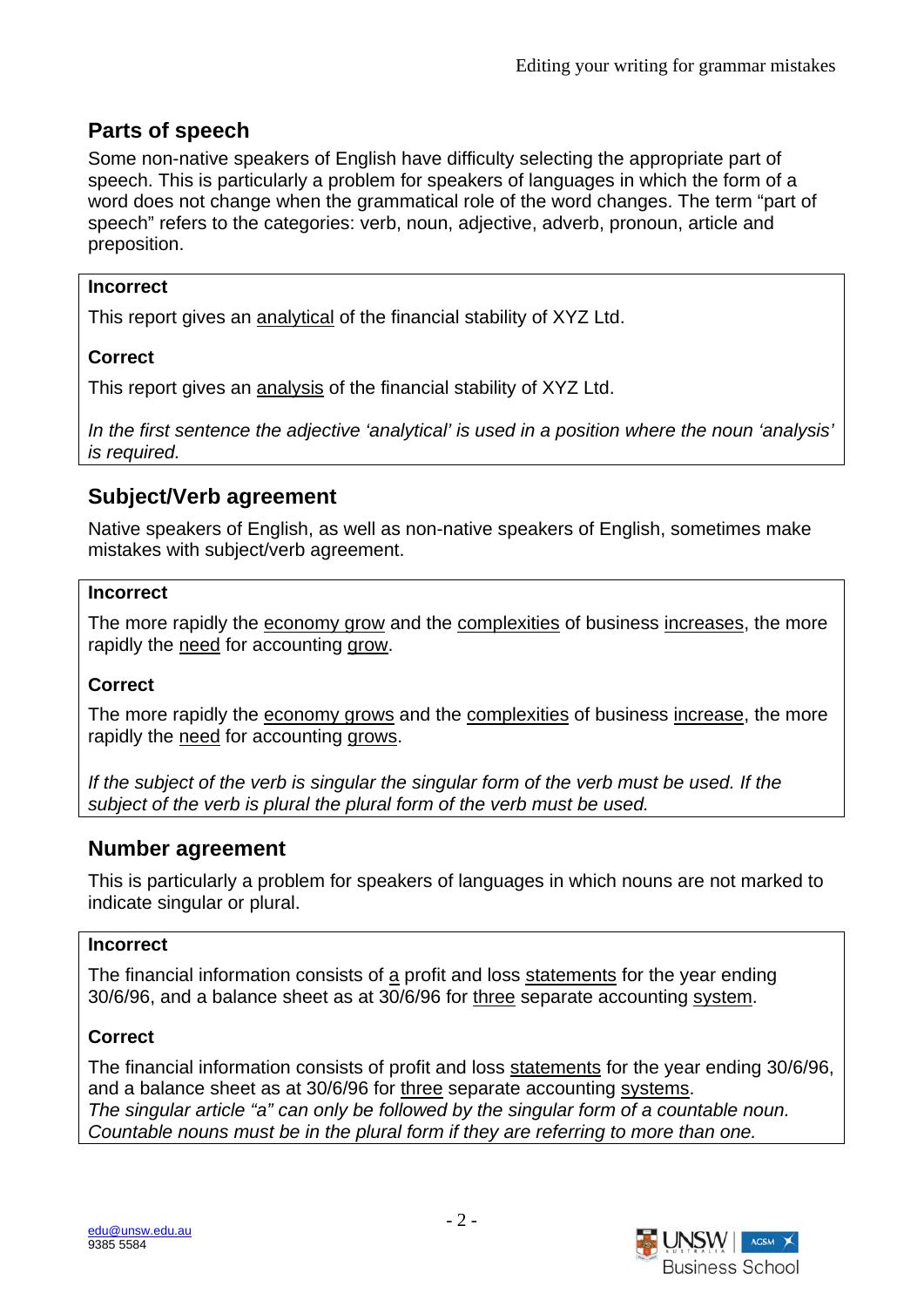## Parts of speech

Some non-native speakers of English have difficulty selecting the appropriate part of speech. This is particularly a problem for speakers of languages in which the form of a word does not change when the grammatical role of the word changes. The term "part of speech" refers to the categories: verb, noun, adjective, adverb, pronoun, article and preposition.

**Incorrect**

This report gives an <u>analytical</u> of the financial stability of XYZ Ltd.

**Correct**

This report gives an <u>analysis</u> of the financial stability of XYZ Ltd.

*In the first sentence the adjective 'analytical' is used in a position where the noun 'analysis' is required.*

## Subject/Verb agreement

Native speakers of English, as well as non-native speakers of English, sometimes make mistakes with subject/verb agreement.

**Incorrect**

The more rapidly the <u>economy grow</u> and the <u>complexities</u> of business <u>increases</u>, the more rapidly the <u>need</u> for accounting <u>grow</u>.

**Correct**

The more rapidly the <u>economy grows</u> and the <u>complexities</u> of business <u>increase</u>, the more rapidly the <u>need</u> for accounting <u>grows</u>.

*If the subject of the verb is singular the singular form of the verb must be used. If the subject of the verb is plural the plural form of the verb must be used.*

## Number agreement

This is particularly a problem for speakers of languages in which nouns are not marked to indicate singular or plural.

**Incorrect**

The financial information consists of <u>a</u> profit and loss <u>statements</u> for the year ending 30/6/96, and a balance sheet as at 30/6/96 for <u>three</u> separate accounting <u>system</u>.

**Correct**

The financial information consists of profit and loss <u>statements</u> for the year ending 30/6/96, and a balance sheet as at 30/6/96 for <u>three</u> separate accounting <u>systems</u>.
*The singular article "a" can only be followed by the singular form of a countable noun. Countable nouns must be in the plural form if they are referring to more than one.*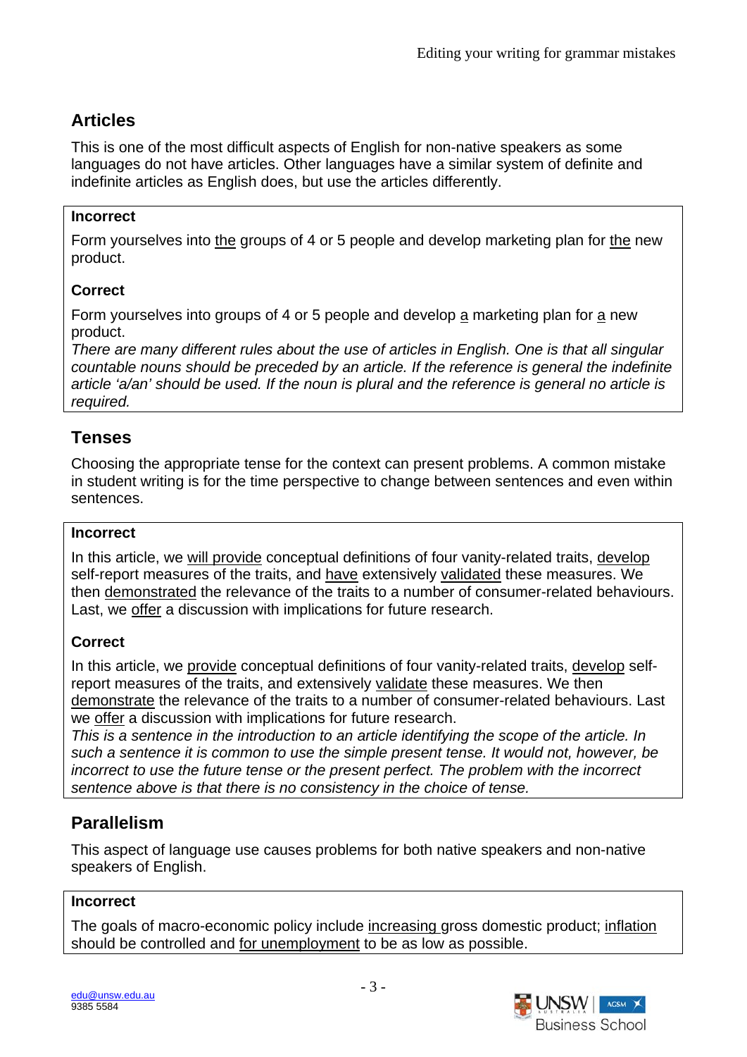## Articles

This is one of the most difficult aspects of English for non-native speakers as some languages do not have articles. Other languages have a similar system of definite and indefinite articles as English does, but use the articles differently.

**Incorrect**

Form yourselves into <u>the</u> groups of 4 or 5 people and develop marketing plan for <u>the</u> new product.

**Correct**

Form yourselves into groups of 4 or 5 people and develop <u>a</u> marketing plan for <u>a</u> new product.
*There are many different rules about the use of articles in English. One is that all singular countable nouns should be preceded by an article. If the reference is general the indefinite article 'a/an' should be used. If the noun is plural and the reference is general no article is required.*

## Tenses

Choosing the appropriate tense for the context can present problems. A common mistake in student writing is for the time perspective to change between sentences and even within sentences.

**Incorrect**

In this article, we <u>will provide</u> conceptual definitions of four vanity-related traits, <u>develop</u> self-report measures of the traits, and <u>have</u> extensively <u>validated</u> these measures. We then <u>demonstrated</u> the relevance of the traits to a number of consumer-related behaviours. Last, we <u>offer</u> a discussion with implications for future research.

**Correct**

In this article, we <u>provide</u> conceptual definitions of four vanity-related traits, <u>develop</u> self-report measures of the traits, and extensively <u>validate</u> these measures. We then <u>demonstrate</u> the relevance of the traits to a number of consumer-related behaviours. Last we <u>offer</u> a discussion with implications for future research.
*This is a sentence in the introduction to an article identifying the scope of the article. In such a sentence it is common to use the simple present tense. It would not, however, be incorrect to use the future tense or the present perfect. The problem with the incorrect sentence above is that there is no consistency in the choice of tense.*

## Parallelism

This aspect of language use causes problems for both native speakers and non-native speakers of English.

**Incorrect**

The goals of macro-economic policy include <u>increasing</u> gross domestic product; <u>inflation</u> should be controlled and <u>for unemployment</u> to be as low as possible.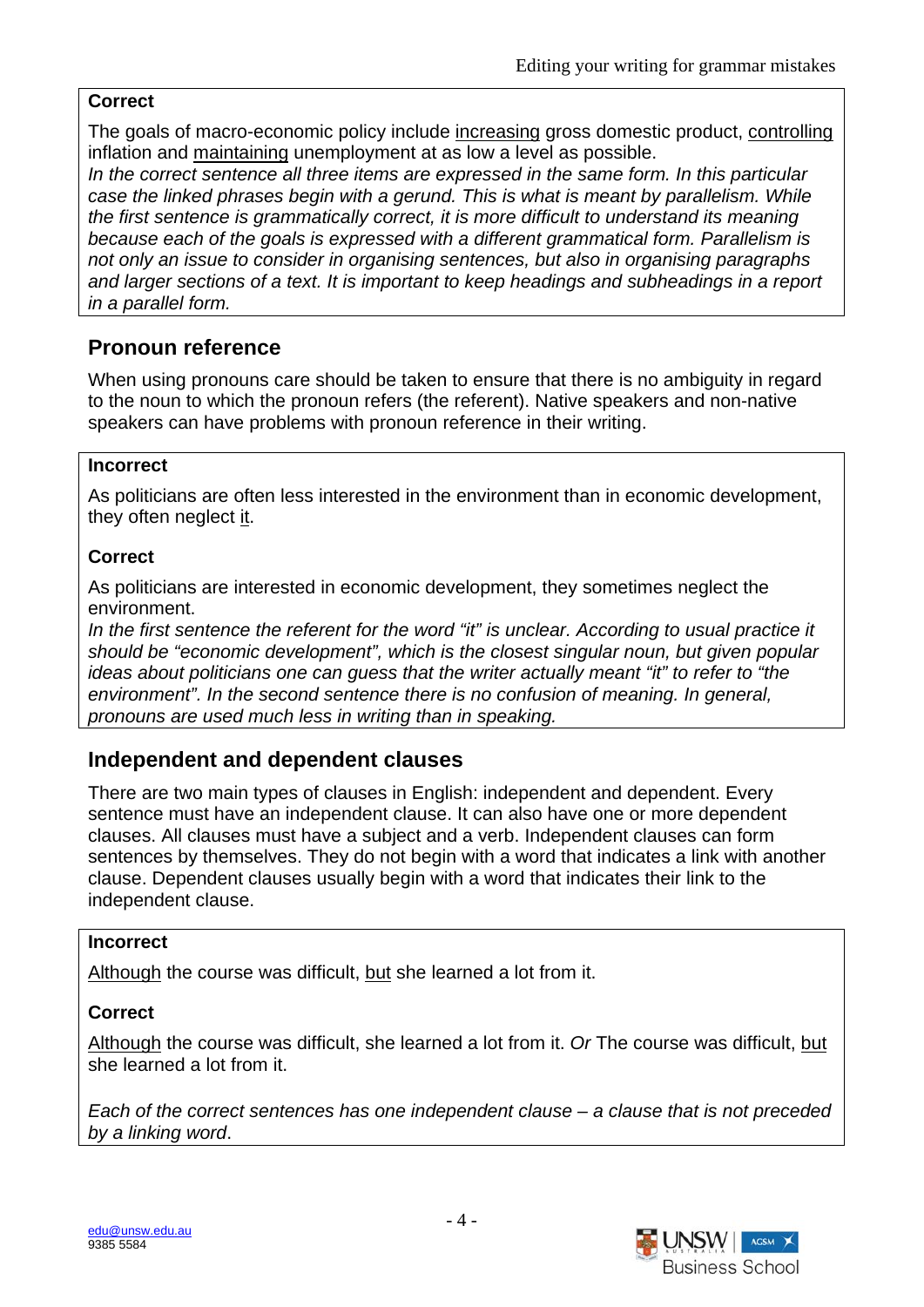**Correct**

The goals of macro-economic policy include increasing gross domestic product, controlling inflation and maintaining unemployment at as low a level as possible.

*In the correct sentence all three items are expressed in the same form. In this particular case the linked phrases begin with a gerund. This is what is meant by parallelism. While the first sentence is grammatically correct, it is more difficult to understand its meaning because each of the goals is expressed with a different grammatical form. Parallelism is not only an issue to consider in organising sentences, but also in organising paragraphs and larger sections of a text. It is important to keep headings and subheadings in a report in a parallel form.*

## Pronoun reference

When using pronouns care should be taken to ensure that there is no ambiguity in regard to the noun to which the pronoun refers (the referent). Native speakers and non-native speakers can have problems with pronoun reference in their writing.

**Incorrect**

As politicians are often less interested in the environment than in economic development, they often neglect it.

**Correct**

As politicians are interested in economic development, they sometimes neglect the environment.

*In the first sentence the referent for the word "it" is unclear. According to usual practice it should be "economic development", which is the closest singular noun, but given popular ideas about politicians one can guess that the writer actually meant "it" to refer to "the environment". In the second sentence there is no confusion of meaning. In general, pronouns are used much less in writing than in speaking.*

## Independent and dependent clauses

There are two main types of clauses in English: independent and dependent. Every sentence must have an independent clause. It can also have one or more dependent clauses. All clauses must have a subject and a verb. Independent clauses can form sentences by themselves. They do not begin with a word that indicates a link with another clause. Dependent clauses usually begin with a word that indicates their link to the independent clause.

**Incorrect**

Although the course was difficult, but she learned a lot from it.

**Correct**

Although the course was difficult, she learned a lot from it. *Or* The course was difficult, but she learned a lot from it.

*Each of the correct sentences has one independent clause – a clause that is not preceded by a linking word*.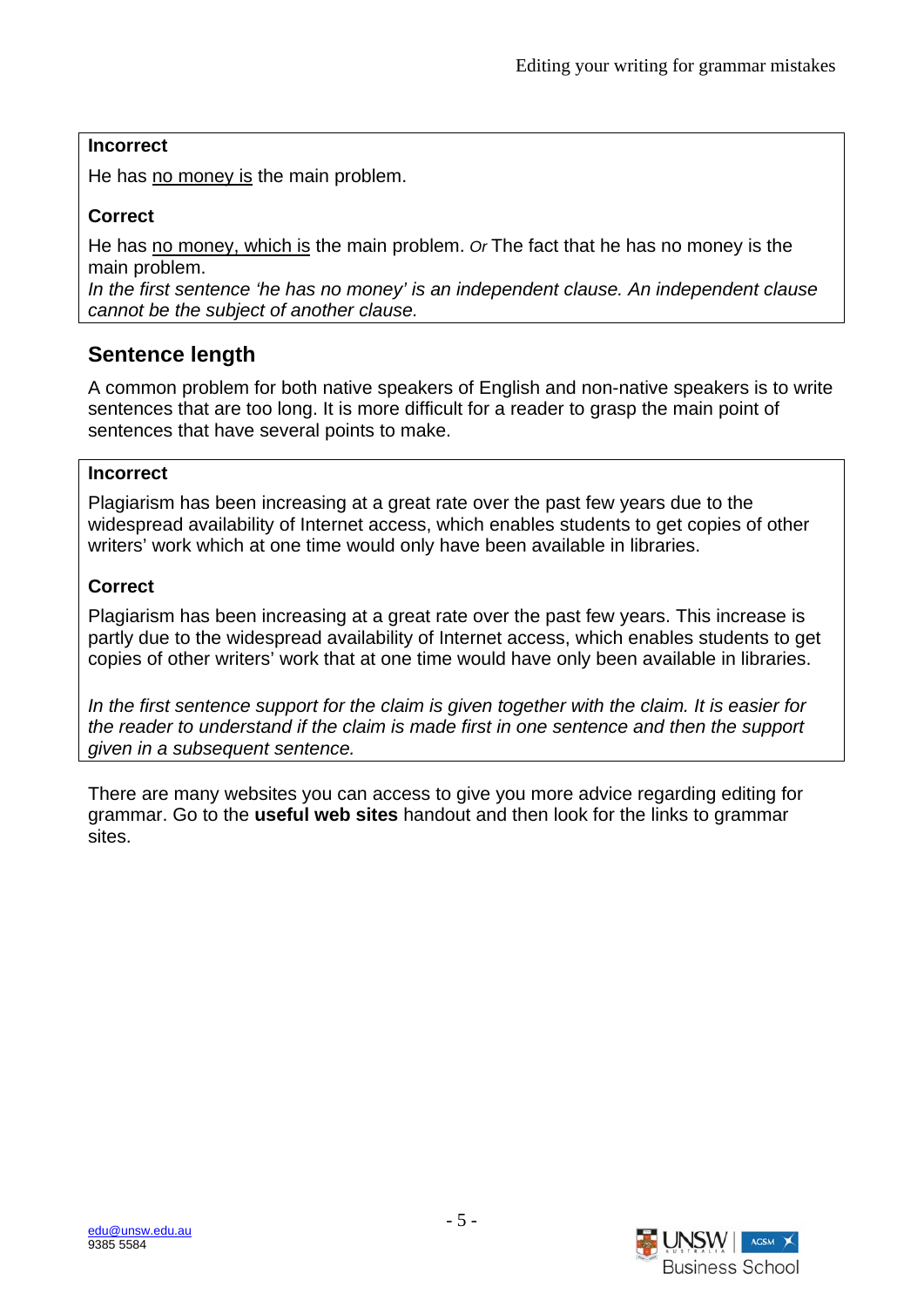**Incorrect**

He has no money is the main problem.

**Correct**

He has no money, which is the main problem. *Or* The fact that he has no money is the main problem.

*In the first sentence 'he has no money' is an independent clause. An independent clause cannot be the subject of another clause.*

## Sentence length

A common problem for both native speakers of English and non-native speakers is to write sentences that are too long. It is more difficult for a reader to grasp the main point of sentences that have several points to make.

**Incorrect**

Plagiarism has been increasing at a great rate over the past few years due to the widespread availability of Internet access, which enables students to get copies of other writers' work which at one time would only have been available in libraries.

**Correct**

Plagiarism has been increasing at a great rate over the past few years. This increase is partly due to the widespread availability of Internet access, which enables students to get copies of other writers' work that at one time would have only been available in libraries.

*In the first sentence support for the claim is given together with the claim. It is easier for the reader to understand if the claim is made first in one sentence and then the support given in a subsequent sentence.*

There are many websites you can access to give you more advice regarding editing for grammar. Go to the **useful web sites** handout and then look for the links to grammar sites.

edu@unsw.edu.au
9385 5584